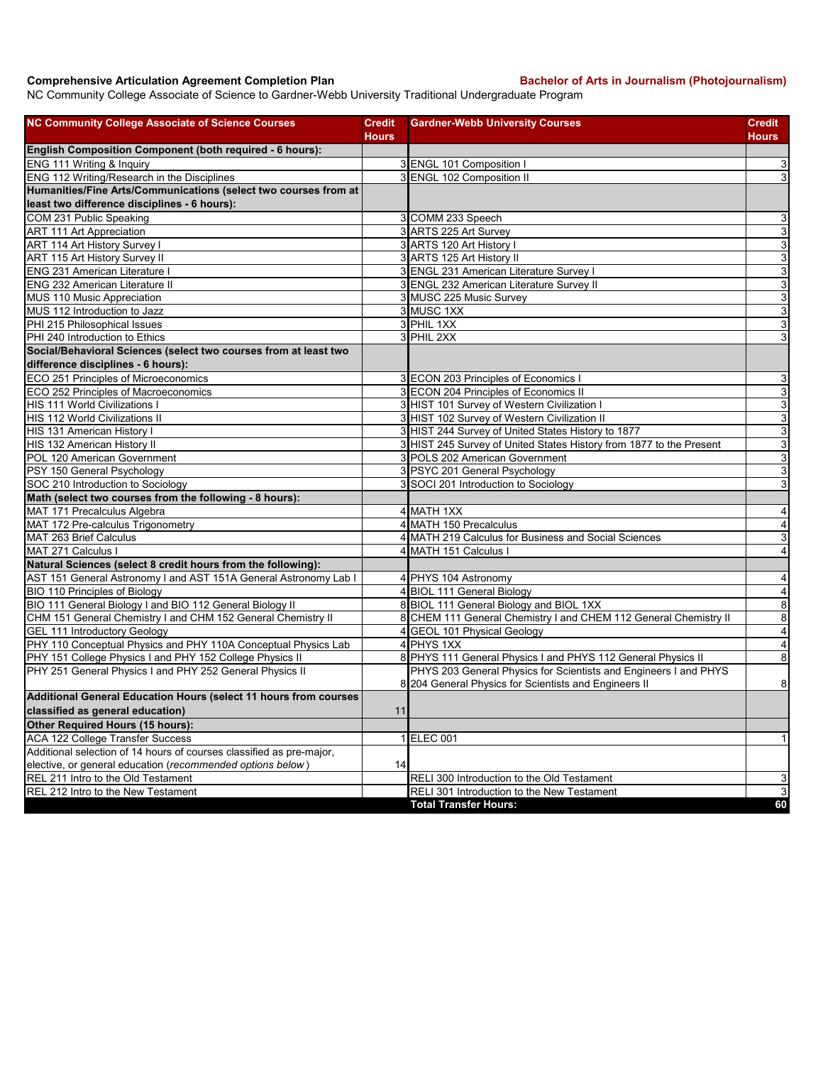**Comprehensive Articulation Agreement Completion Plan** **Bachelor of Arts in Journalism (Photojournalism)**

NC Community College Associate of Science to Gardner-Webb University Traditional Undergraduate Program

| NC Community College Associate of Science Courses | Credit Hours | Gardner-Webb University Courses | Credit Hours |
|---|---|---|---|
| **English Composition Component (both required - 6 hours):** | | | |
| ENG 111 Writing & Inquiry | 3 | ENGL 101 Composition I | 3 |
| ENG 112 Writing/Research in the Disciplines | 3 | ENGL 102 Composition II | 3 |
| **Humanities/Fine Arts/Communications (select two courses from at least two difference disciplines - 6 hours):** | | | |
| COM 231 Public Speaking | 3 | COMM 233 Speech | 3 |
| ART 111 Art Appreciation | 3 | ARTS 225 Art Survey | 3 |
| ART 114 Art History Survey I | 3 | ARTS 120 Art History I | 3 |
| ART 115 Art History Survey II | 3 | ARTS 125 Art History II | 3 |
| ENG 231 American Literature I | 3 | ENGL 231 American Literature Survey I | 3 |
| ENG 232 American Literature II | 3 | ENGL 232 American Literature Survey II | 3 |
| MUS 110 Music Appreciation | 3 | MUSC 225 Music Survey | 3 |
| MUS 112 Introduction to Jazz | 3 | MUSC 1XX | 3 |
| PHI 215 Philosophical Issues | 3 | PHIL 1XX | 3 |
| PHI 240 Introduction to Ethics | 3 | PHIL 2XX | 3 |
| **Social/Behavioral Sciences (select two courses from at least two difference disciplines - 6 hours):** | | | |
| ECO 251 Principles of Microeconomics | 3 | ECON 203 Principles of Economics I | 3 |
| ECO 252 Principles of Macroeconomics | 3 | ECON 204 Principles of Economics II | 3 |
| HIS 111 World Civilizations I | 3 | HIST 101 Survey of Western Civilization I | 3 |
| HIS 112 World Civilizations II | 3 | HIST 102 Survey of Western Civilization II | 3 |
| HIS 131 American History I | 3 | HIST 244 Survey of United States History to 1877 | 3 |
| HIS 132 American History II | 3 | HIST 245 Survey of United States History from 1877 to the Present | 3 |
| POL 120 American Government | 3 | POLS 202 American Government | 3 |
| PSY 150 General Psychology | 3 | PSYC 201 General Psychology | 3 |
| SOC 210 Introduction to Sociology | 3 | SOCI 201 Introduction to Sociology | 3 |
| **Math (select two courses from the following - 8 hours):** | | | |
| MAT 171 Precalculus Algebra | 4 | MATH 1XX | 4 |
| MAT 172 Pre-calculus Trigonometry | 4 | MATH 150 Precalculus | 4 |
| MAT 263 Brief Calculus | 4 | MATH 219 Calculus for Business and Social Sciences | 3 |
| MAT 271 Calculus I | 4 | MATH 151 Calculus I | 4 |
| **Natural Sciences (select 8 credit hours from the following):** | | | |
| AST 151 General Astronomy I and AST 151A General Astronomy Lab I | 4 | PHYS 104 Astronomy | 4 |
| BIO 110 Principles of Biology | 4 | BIOL 111 General Biology | 4 |
| BIO 111 General Biology I and BIO 112 General Biology II | 8 | BIOL 111 General Biology and BIOL 1XX | 8 |
| CHM 151 General Chemistry I and CHM 152 General Chemistry II | 8 | CHEM 111 General Chemistry I and CHEM 112 General Chemistry II | 8 |
| GEL 111 Introductory Geology | 4 | GEOL 101 Physical Geology | 4 |
| PHY 110 Conceptual Physics and PHY 110A Conceptual Physics Lab | 4 | PHYS 1XX | 4 |
| PHY 151 College Physics I and PHY 152 College Physics II | 8 | PHYS 111 General Physics I and PHYS 112 General Physics II | 8 |
| PHY 251 General Physics I and PHY 252 General Physics II | 8 | PHYS 203 General Physics for Scientists and Engineers I and PHYS 204 General Physics for Scientists and Engineers II | 8 |
| **Additional General Education Hours (select 11 hours from courses classified as general education)** | 11 | | |
| **Other Required Hours (15 hours):** | | | |
| ACA 122 College Transfer Success | 1 | ELEC 001 | 1 |
| Additional selection of 14 hours of courses classified as pre-major, elective, or general education (*recommended options below*) | 14 | | |
| REL 211 Intro to the Old Testament | | RELI 300 Introduction to the Old Testament | 3 |
| REL 212 Intro to the New Testament | | RELI 301 Introduction to the New Testament | 3 |
| | | **Total Transfer Hours:** | **60** |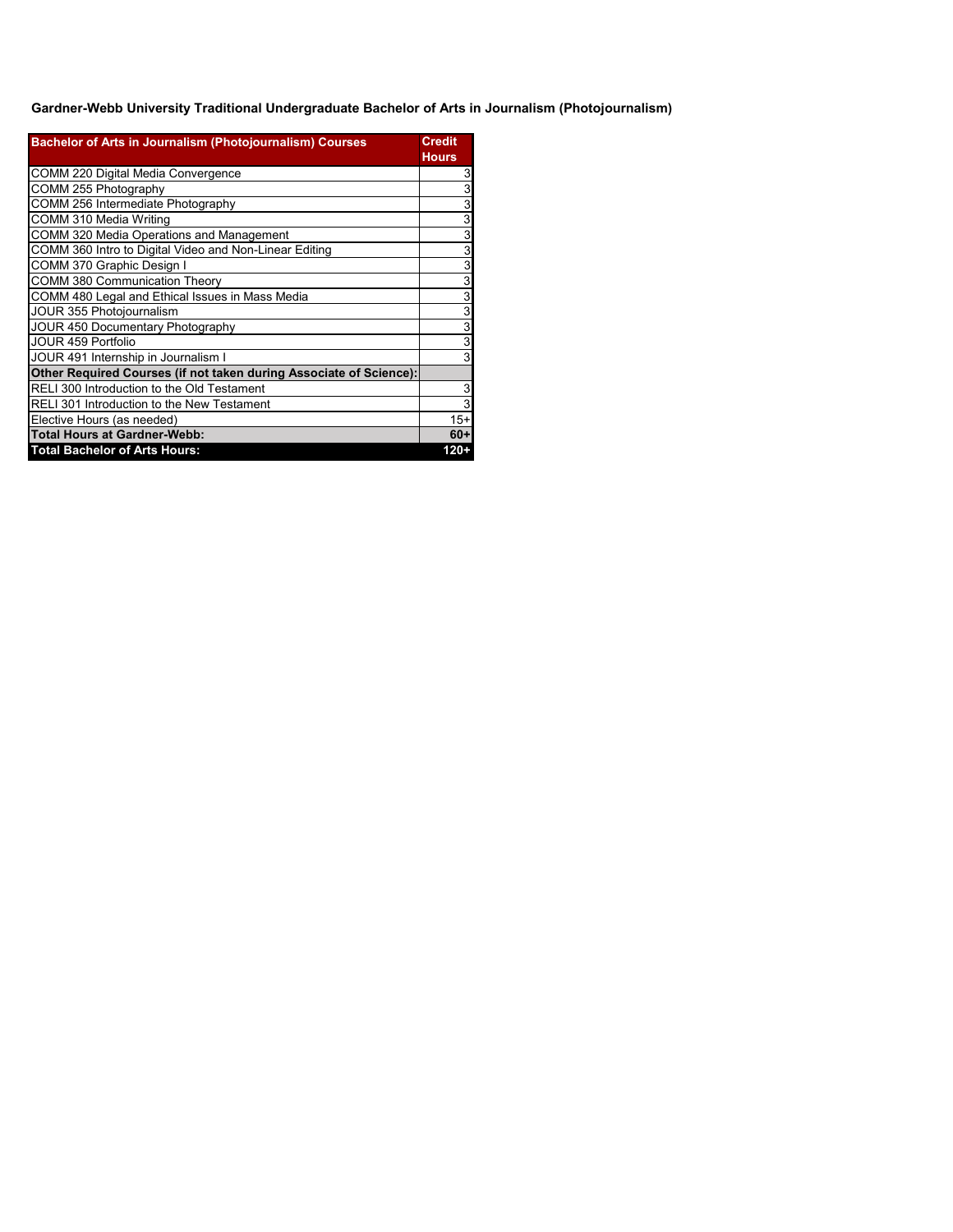**Gardner-Webb University Traditional Undergraduate Bachelor of Arts in Journalism (Photojournalism)**

| Bachelor of Arts in Journalism (Photojournalism) Courses | Credit Hours |
|---|---|
| COMM 220 Digital Media Convergence | 3 |
| COMM 255 Photography | 3 |
| COMM 256 Intermediate Photography | 3 |
| COMM 310 Media Writing | 3 |
| COMM 320 Media Operations and Management | 3 |
| COMM 360 Intro to Digital Video and Non-Linear Editing | 3 |
| COMM 370 Graphic Design I | 3 |
| COMM 380 Communication Theory | 3 |
| COMM 480 Legal and Ethical Issues in Mass Media | 3 |
| JOUR 355 Photojournalism | 3 |
| JOUR 450 Documentary Photography | 3 |
| JOUR 459 Portfolio | 3 |
| JOUR 491 Internship in Journalism I | 3 |
| **Other Required Courses (if not taken during Associate of Science):** | |
| RELI 300 Introduction to the Old Testament | 3 |
| RELI 301 Introduction to the New Testament | 3 |
| Elective Hours (as needed) | 15+ |
| **Total Hours at Gardner-Webb:** | **60+** |
| **Total Bachelor of Arts Hours:** | **120+** |